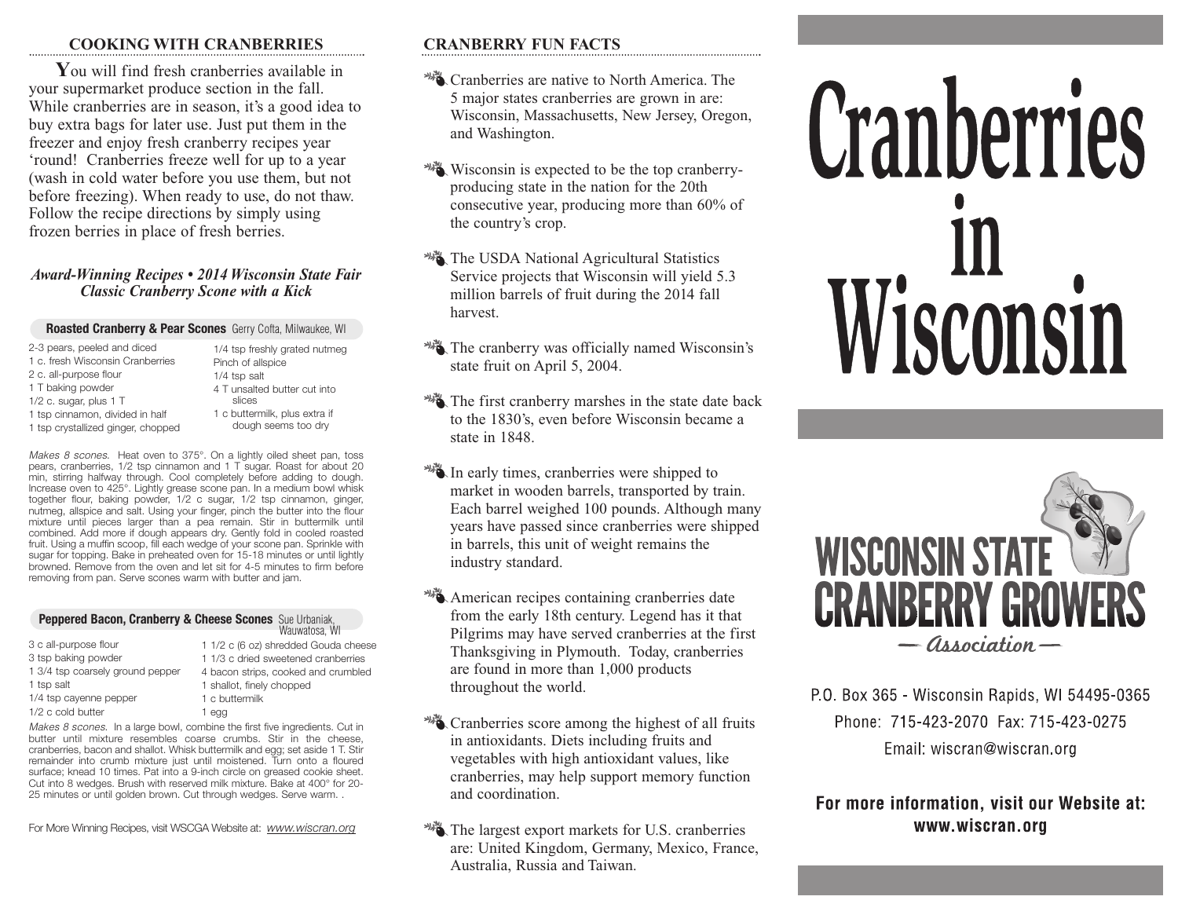## COOKING WITH CRANBERRIES

You will find fresh cranberries available in your supermarket produce section in the fall. While cranberries are in season, it's a good idea to buy extra bags for later use. Just put them in the freezer and enjoy fresh cranberry recipes year 'round! Cranberries freeze well for up to a year (wash in cold water before you use them, but not before freezing). When ready to use, do not thaw. Follow the recipe directions by simply using frozen berries in place of fresh berries.

***Award-Winning Recipes • 2014 Wisconsin State Fair***
***Classic Cranberry Scone with a Kick***

### Roasted Cranberry & Pear Scones
Gerry Cofta, Milwaukee, WI

- 2-3 pears, peeled and diced
- 1 c. fresh Wisconsin Cranberries
- 2 c. all-purpose flour
- 1 T baking powder
- 1/2 c. sugar, plus 1 T
- 1 tsp cinnamon, divided in half
- 1 tsp crystallized ginger, chopped
- 1/4 tsp freshly grated nutmeg
- Pinch of allspice
- 1/4 tsp salt
- 4 T unsalted butter cut into slices
- 1 c buttermilk, plus extra if dough seems too dry

*Makes 8 scones.* Heat oven to 375°. On a lightly oiled sheet pan, toss pears, cranberries, 1/2 tsp cinnamon and 1 T sugar. Roast for about 20 min, stirring halfway through. Cool completely before adding to dough. Increase oven to 425°. Lightly grease scone pan. In a medium bowl whisk together flour, baking powder, 1/2 c sugar, 1/2 tsp cinnamon, ginger, nutmeg, allspice and salt. Using your finger, pinch the butter into the flour mixture until pieces larger than a pea remain. Stir in buttermilk until combined. Add more if dough appears dry. Gently fold in cooled roasted fruit. Using a muffin scoop, fill each wedge of your scone pan. Sprinkle with sugar for topping. Bake in preheated oven for 15-18 minutes or until lightly browned. Remove from the oven and let sit for 4-5 minutes to firm before removing from pan. Serve scones warm with butter and jam.

### Peppered Bacon, Cranberry & Cheese Scones
Sue Urbaniak, Wauwatosa, WI

- 3 c all-purpose flour
- 3 tsp baking powder
- 1 3/4 tsp coarsely ground pepper
- 1 tsp salt
- 1/4 tsp cayenne pepper
- 1/2 c cold butter
- 1 1/2 c (6 oz) shredded Gouda cheese
- 1 1/3 c dried sweetened cranberries
- 4 bacon strips, cooked and crumbled
- 1 shallot, finely chopped
- 1 c buttermilk
- 1 egg

*Makes 8 scones.* In a large bowl, combine the first five ingredients. Cut in butter until mixture resembles coarse crumbs. Stir in the cheese, cranberries, bacon and shallot. Whisk buttermilk and egg; set aside 1 T. Stir remainder into crumb mixture just until moistened. Turn onto a floured surface; knead 10 times. Pat into a 9-inch circle on greased cookie sheet. Cut into 8 wedges. Brush with reserved milk mixture. Bake at 400° for 20-25 minutes or until golden brown. Cut through wedges. Serve warm. .

For More Winning Recipes, visit WSCGA Website at: *www.wiscran.org*

## CRANBERRY FUN FACTS

- Cranberries are native to North America. The 5 major states cranberries are grown in are: Wisconsin, Massachusetts, New Jersey, Oregon, and Washington.
- Wisconsin is expected to be the top cranberry-producing state in the nation for the 20th consecutive year, producing more than 60% of the country's crop.
- The USDA National Agricultural Statistics Service projects that Wisconsin will yield 5.3 million barrels of fruit during the 2014 fall harvest.
- The cranberry was officially named Wisconsin's state fruit on April 5, 2004.
- The first cranberry marshes in the state date back to the 1830's, even before Wisconsin became a state in 1848.
- In early times, cranberries were shipped to market in wooden barrels, transported by train. Each barrel weighed 100 pounds. Although many years have passed since cranberries were shipped in barrels, this unit of weight remains the industry standard.
- American recipes containing cranberries date from the early 18th century. Legend has it that Pilgrims may have served cranberries at the first Thanksgiving in Plymouth. Today, cranberries are found in more than 1,000 products throughout the world.
- Cranberries score among the highest of all fruits in antioxidants. Diets including fruits and vegetables with high antioxidant values, like cranberries, may help support memory function and coordination.
- The largest export markets for U.S. cranberries are: United Kingdom, Germany, Mexico, France, Australia, Russia and Taiwan.

# Cranberries in Wisconsin

**WISCONSIN STATE CRANBERRY GROWERS**
*— Association —*

P.O. Box 365 - Wisconsin Rapids, WI 54495-0365
Phone: 715-423-2070 Fax: 715-423-0275
Email: wiscran@wiscran.org

**For more information, visit our Website at:**
**www.wiscran.org**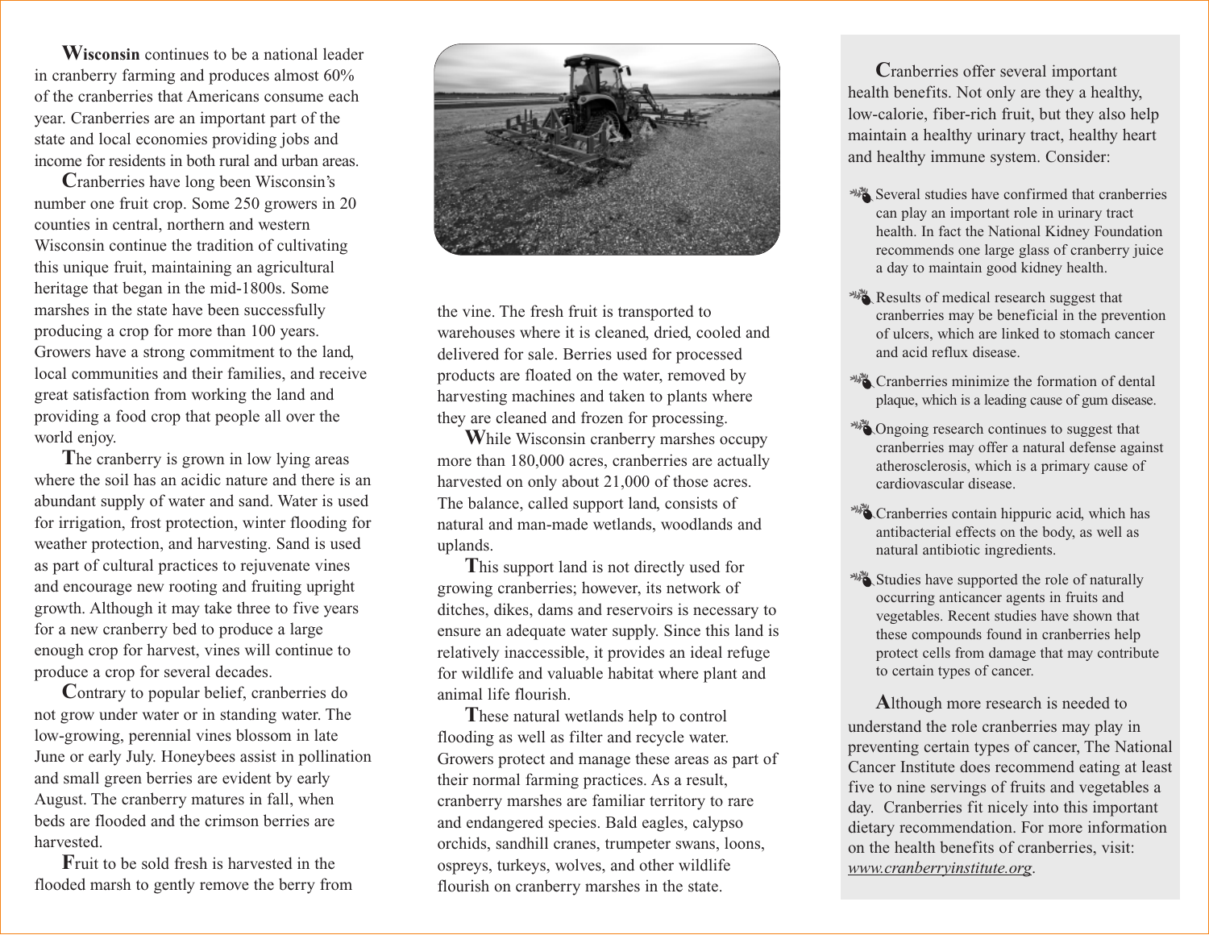**Wisconsin** continues to be a national leader in cranberry farming and produces almost 60% of the cranberries that Americans consume each year. Cranberries are an important part of the state and local economies providing jobs and income for residents in both rural and urban areas.

**C**ranberries have long been Wisconsin's number one fruit crop. Some 250 growers in 20 counties in central, northern and western Wisconsin continue the tradition of cultivating this unique fruit, maintaining an agricultural heritage that began in the mid-1800s. Some marshes in the state have been successfully producing a crop for more than 100 years. Growers have a strong commitment to the land, local communities and their families, and receive great satisfaction from working the land and providing a food crop that people all over the world enjoy.

**T**he cranberry is grown in low lying areas where the soil has an acidic nature and there is an abundant supply of water and sand. Water is used for irrigation, frost protection, winter flooding for weather protection, and harvesting. Sand is used as part of cultural practices to rejuvenate vines and encourage new rooting and fruiting upright growth. Although it may take three to five years for a new cranberry bed to produce a large enough crop for harvest, vines will continue to produce a crop for several decades.

**C**ontrary to popular belief, cranberries do not grow under water or in standing water. The low-growing, perennial vines blossom in late June or early July. Honeybees assist in pollination and small green berries are evident by early August. The cranberry matures in fall, when beds are flooded and the crimson berries are harvested.

**F**ruit to be sold fresh is harvested in the flooded marsh to gently remove the berry from the vine. The fresh fruit is transported to warehouses where it is cleaned, dried, cooled and delivered for sale. Berries used for processed products are floated on the water, removed by harvesting machines and taken to plants where they are cleaned and frozen for processing.

**W**hile Wisconsin cranberry marshes occupy more than 180,000 acres, cranberries are actually harvested on only about 21,000 of those acres. The balance, called support land, consists of natural and man-made wetlands, woodlands and uplands.

**T**his support land is not directly used for growing cranberries; however, its network of ditches, dikes, dams and reservoirs is necessary to ensure an adequate water supply. Since this land is relatively inaccessible, it provides an ideal refuge for wildlife and valuable habitat where plant and animal life flourish.

**T**hese natural wetlands help to control flooding as well as filter and recycle water. Growers protect and manage these areas as part of their normal farming practices. As a result, cranberry marshes are familiar territory to rare and endangered species. Bald eagles, calypso orchids, sandhill cranes, trumpeter swans, loons, ospreys, turkeys, wolves, and other wildlife flourish on cranberry marshes in the state.

**C**ranberries offer several important health benefits. Not only are they a healthy, low-calorie, fiber-rich fruit, but they also help maintain a healthy urinary tract, healthy heart and healthy immune system. Consider:

- Several studies have confirmed that cranberries can play an important role in urinary tract health. In fact the National Kidney Foundation recommends one large glass of cranberry juice a day to maintain good kidney health.
- Results of medical research suggest that cranberries may be beneficial in the prevention of ulcers, which are linked to stomach cancer and acid reflux disease.
- Cranberries minimize the formation of dental plaque, which is a leading cause of gum disease.
- Ongoing research continues to suggest that cranberries may offer a natural defense against atherosclerosis, which is a primary cause of cardiovascular disease.
- Cranberries contain hippuric acid, which has antibacterial effects on the body, as well as natural antibiotic ingredients.
- Studies have supported the role of naturally occurring anticancer agents in fruits and vegetables. Recent studies have shown that these compounds found in cranberries help protect cells from damage that may contribute to certain types of cancer.

**A**lthough more research is needed to understand the role cranberries may play in preventing certain types of cancer, The National Cancer Institute does recommend eating at least five to nine servings of fruits and vegetables a day. Cranberries fit nicely into this important dietary recommendation. For more information on the health benefits of cranberries, visit: *www.cranberryinstitute.org*.